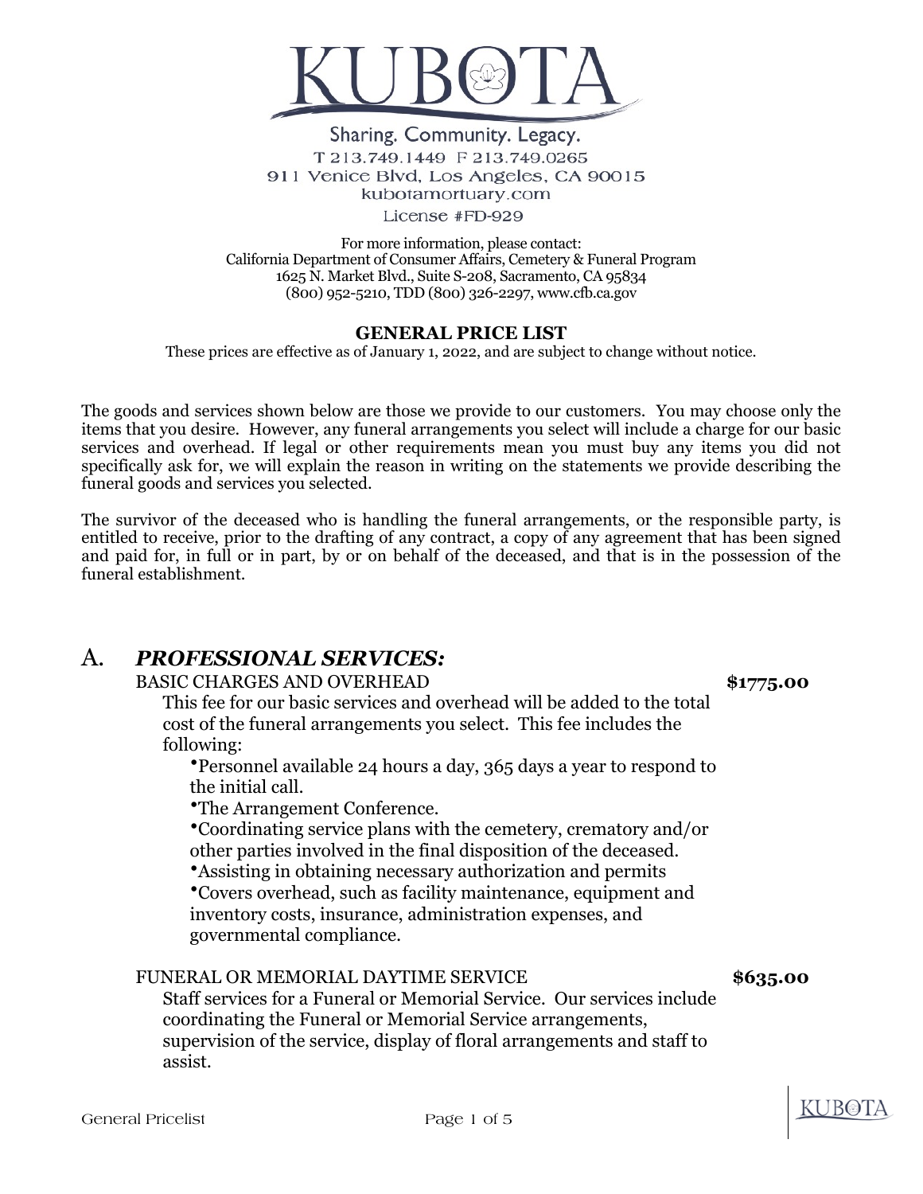# KUBOTA

Sharing. Community. Legacy.
T 213.749.1449 F 213.749.0265
911 Venice Blvd, Los Angeles, CA 90015
kubotamortuary.com
License #FD-929

For more information, please contact:
California Department of Consumer Affairs, Cemetery & Funeral Program
1625 N. Market Blvd., Suite S-208, Sacramento, CA 95834
(800) 952-5210, TDD (800) 326-2297, www.cfb.ca.gov

## GENERAL PRICE LIST

These prices are effective as of January 1, 2022, and are subject to change without notice.

The goods and services shown below are those we provide to our customers. You may choose only the items that you desire. However, any funeral arrangements you select will include a charge for our basic services and overhead. If legal or other requirements mean you must buy any items you did not specifically ask for, we will explain the reason in writing on the statements we provide describing the funeral goods and services you selected.

The survivor of the deceased who is handling the funeral arrangements, or the responsible party, is entitled to receive, prior to the drafting of any contract, a copy of any agreement that has been signed and paid for, in full or in part, by or on behalf of the deceased, and that is in the possession of the funeral establishment.

## A. *PROFESSIONAL SERVICES:*

BASIC CHARGES AND OVERHEAD **$1775.00**

This fee for our basic services and overhead will be added to the total cost of the funeral arrangements you select. This fee includes the following:

- Personnel available 24 hours a day, 365 days a year to respond to the initial call.
- The Arrangement Conference.
- Coordinating service plans with the cemetery, crematory and/or other parties involved in the final disposition of the deceased.
- Assisting in obtaining necessary authorization and permits
- Covers overhead, such as facility maintenance, equipment and inventory costs, insurance, administration expenses, and governmental compliance.

FUNERAL OR MEMORIAL DAYTIME SERVICE **$635.00**

Staff services for a Funeral or Memorial Service. Our services include coordinating the Funeral or Memorial Service arrangements, supervision of the service, display of floral arrangements and staff to assist.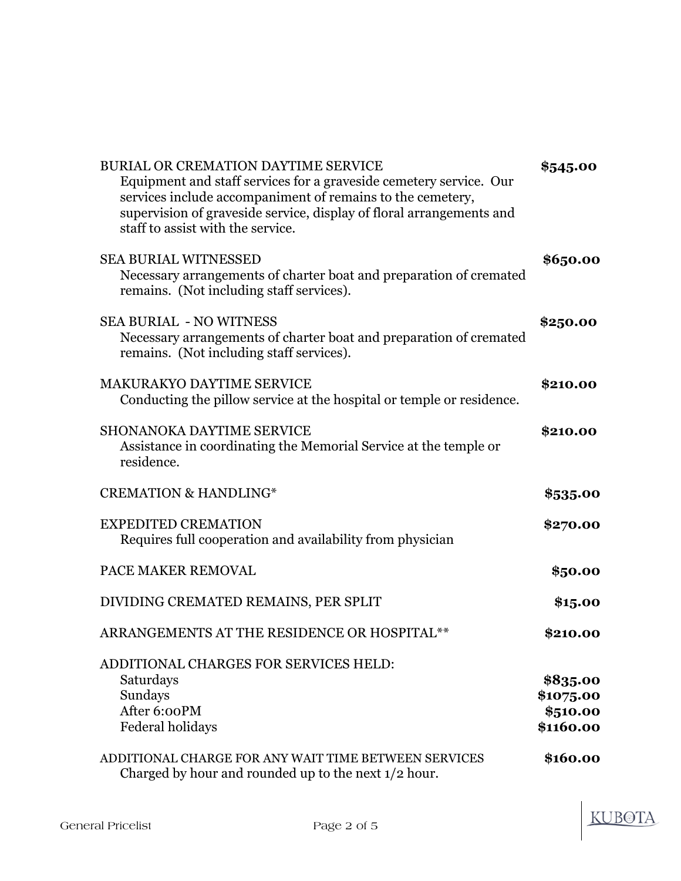| Service | Price |
| --- | --- |
| BURIAL OR CREMATION DAYTIME SERVICE<br>Equipment and staff services for a graveside cemetery service. Our services include accompaniment of remains to the cemetery, supervision of graveside service, display of floral arrangements and staff to assist with the service. | **$545.00** |
| SEA BURIAL WITNESSED<br>Necessary arrangements of charter boat and preparation of cremated remains. (Not including staff services). | **$650.00** |
| SEA BURIAL - NO WITNESS<br>Necessary arrangements of charter boat and preparation of cremated remains. (Not including staff services). | **$250.00** |
| MAKURAKYO DAYTIME SERVICE<br>Conducting the pillow service at the hospital or temple or residence. | **$210.00** |
| SHONANOKA DAYTIME SERVICE<br>Assistance in coordinating the Memorial Service at the temple or residence. | **$210.00** |
| CREMATION & HANDLING* | **$535.00** |
| EXPEDITED CREMATION<br>Requires full cooperation and availability from physician | **$270.00** |
| PACE MAKER REMOVAL | **$50.00** |
| DIVIDING CREMATED REMAINS, PER SPLIT | **$15.00** |
| ARRANGEMENTS AT THE RESIDENCE OR HOSPITAL** | **$210.00** |
| ADDITIONAL CHARGES FOR SERVICES HELD: | |
| Saturdays | **$835.00** |
| Sundays | **$1075.00** |
| After 6:00PM | **$510.00** |
| Federal holidays | **$1160.00** |
| ADDITIONAL CHARGE FOR ANY WAIT TIME BETWEEN SERVICES<br>Charged by hour and rounded up to the next 1/2 hour. | **$160.00** |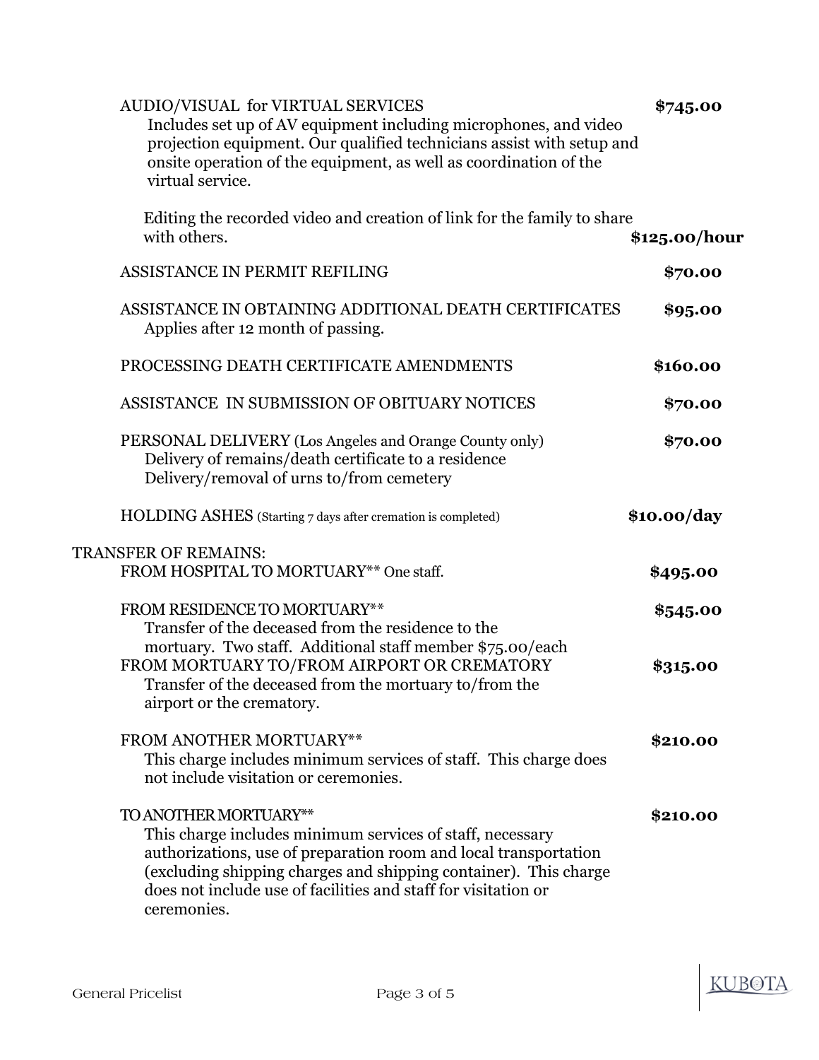**AUDIO/VISUAL for VIRTUAL SERVICES** — **$745.00**

Includes set up of AV equipment including microphones, and video projection equipment. Our qualified technicians assist with setup and onsite operation of the equipment, as well as coordination of the virtual service.

Editing the recorded video and creation of link for the family to share with others. — **$125.00/hour**

**ASSISTANCE IN PERMIT REFILING** — **$70.00**

**ASSISTANCE IN OBTAINING ADDITIONAL DEATH CERTIFICATES** — **$95.00**

Applies after 12 month of passing.

**PROCESSING DEATH CERTIFICATE AMENDMENTS** — **$160.00**

**ASSISTANCE IN SUBMISSION OF OBITUARY NOTICES** — **$70.00**

**PERSONAL DELIVERY** (Los Angeles and Orange County only) — **$70.00**

Delivery of remains/death certificate to a residence
Delivery/removal of urns to/from cemetery

**HOLDING ASHES** (Starting 7 days after cremation is completed) — **$10.00/day**

## TRANSFER OF REMAINS:

**FROM HOSPITAL TO MORTUARY**** One staff. — **$495.00**

**FROM RESIDENCE TO MORTUARY**** — **$545.00**

Transfer of the deceased from the residence to the mortuary. Two staff. Additional staff member $75.00/each

**FROM MORTUARY TO/FROM AIRPORT OR CREMATORY** — **$315.00**

Transfer of the deceased from the mortuary to/from the airport or the crematory.

**FROM ANOTHER MORTUARY**** — **$210.00**

This charge includes minimum services of staff. This charge does not include visitation or ceremonies.

**TO ANOTHER MORTUARY**** — **$210.00**

This charge includes minimum services of staff, necessary authorizations, use of preparation room and local transportation (excluding shipping charges and shipping container). This charge does not include use of facilities and staff for visitation or ceremonies.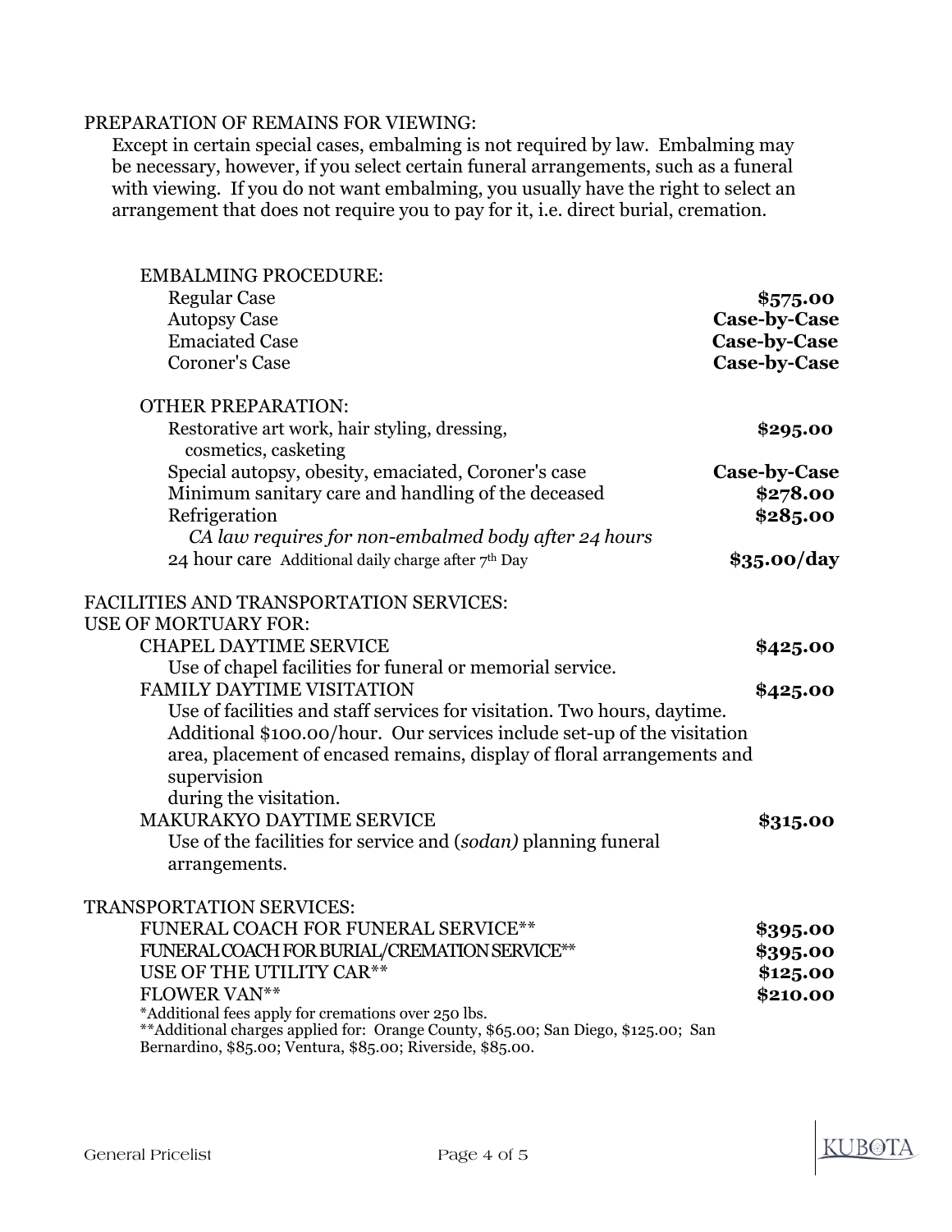PREPARATION OF REMAINS FOR VIEWING:

Except in certain special cases, embalming is not required by law. Embalming may be necessary, however, if you select certain funeral arrangements, such as a funeral with viewing. If you do not want embalming, you usually have the right to select an arrangement that does not require you to pay for it, i.e. direct burial, cremation.

EMBALMING PROCEDURE:

| | |
|---|---|
| Regular Case | **$575.00** |
| Autopsy Case | **Case-by-Case** |
| Emaciated Case | **Case-by-Case** |
| Coroner's Case | **Case-by-Case** |

OTHER PREPARATION:

| | |
|---|---|
| Restorative art work, hair styling, dressing, cosmetics, casketing | **$295.00** |
| Special autopsy, obesity, emaciated, Coroner's case | **Case-by-Case** |
| Minimum sanitary care and handling of the deceased | **$278.00** |
| Refrigeration<br>*CA law requires for non-embalmed body after 24 hours* | **$285.00** |
| 24 hour care Additional daily charge after 7th Day | **$35.00/day** |

FACILITIES AND TRANSPORTATION SERVICES:

USE OF MORTUARY FOR:

CHAPEL DAYTIME SERVICE **$425.00**

Use of chapel facilities for funeral or memorial service.

FAMILY DAYTIME VISITATION **$425.00**

Use of facilities and staff services for visitation. Two hours, daytime. Additional $100.00/hour. Our services include set-up of the visitation area, placement of encased remains, display of floral arrangements and supervision during the visitation.

MAKURAKYO DAYTIME SERVICE **$315.00**

Use of the facilities for service and (*sodan)* planning funeral arrangements.

TRANSPORTATION SERVICES:

| | |
|---|---|
| FUNERAL COACH FOR FUNERAL SERVICE** | **$395.00** |
| FUNERAL COACH FOR BURIAL/CREMATION SERVICE** | **$395.00** |
| USE OF THE UTILITY CAR** | **$125.00** |
| FLOWER VAN** | **$210.00** |

*Additional fees apply for cremations over 250 lbs.

**Additional charges applied for: Orange County, $65.00; San Diego, $125.00; San Bernardino, $85.00; Ventura, $85.00; Riverside, $85.00.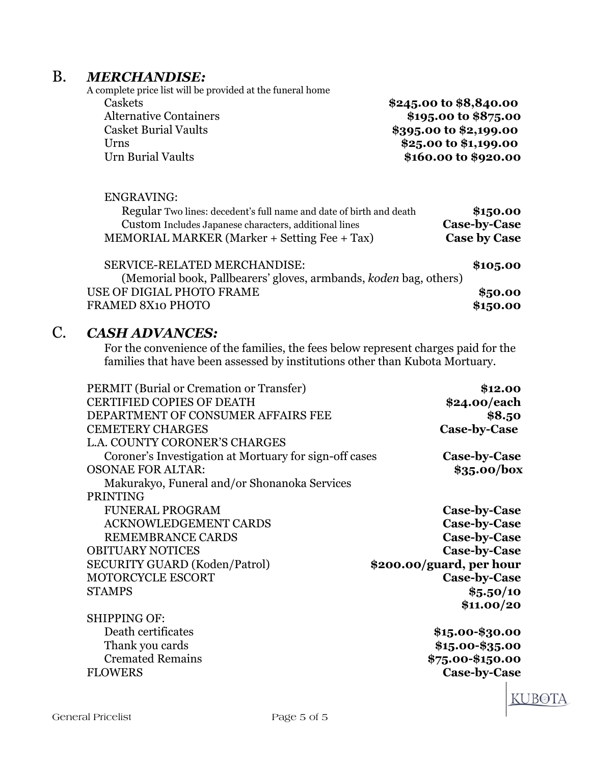## B. *MERCHANDISE:*

A complete price list will be provided at the funeral home

| | |
|---|---|
| Caskets | **$245.00 to $8,840.00** |
| Alternative Containers | **$195.00 to $875.00** |
| Casket Burial Vaults | **$395.00 to $2,199.00** |
| Urns | **$25.00 to $1,199.00** |
| Urn Burial Vaults | **$160.00 to $920.00** |

| | |
|---|---|
| ENGRAVING: | |
| Regular Two lines: decedent's full name and date of birth and death | **$150.00** |
| Custom Includes Japanese characters, additional lines | **Case-by-Case** |
| MEMORIAL MARKER (Marker + Setting Fee + Tax) | **Case by Case** |

| | |
|---|---|
| SERVICE-RELATED MERCHANDISE: (Memorial book, Pallbearers' gloves, armbands, *koden* bag, others) | **$105.00** |
| USE OF DIGIAL PHOTO FRAME | **$50.00** |
| FRAMED 8X10 PHOTO | **$150.00** |

## C. *CASH ADVANCES:*

For the convenience of the families, the fees below represent charges paid for the families that have been assessed by institutions other than Kubota Mortuary.

| | |
|---|---|
| PERMIT (Burial or Cremation or Transfer) | **$12.00** |
| CERTIFIED COPIES OF DEATH | **$24.00/each** |
| DEPARTMENT OF CONSUMER AFFAIRS FEE | **$8.50** |
| CEMETERY CHARGES | **Case-by-Case** |
| L.A. COUNTY CORONER'S CHARGES | |
| Coroner's Investigation at Mortuary for sign-off cases | **Case-by-Case** |
| OSONAE FOR ALTAR: | **$35.00/box** |
| Makurakyo, Funeral and/or Shonanoka Services | |
| PRINTING | |
| FUNERAL PROGRAM | **Case-by-Case** |
| ACKNOWLEDGEMENT CARDS | **Case-by-Case** |
| REMEMBRANCE CARDS | **Case-by-Case** |
| OBITUARY NOTICES | **Case-by-Case** |
| SECURITY GUARD (Koden/Patrol) | **$200.00/guard, per hour** |
| MOTORCYCLE ESCORT | **Case-by-Case** |
| STAMPS | **$5.50/10** **$11.00/20** |
| SHIPPING OF: | |
| Death certificates | **$15.00-$30.00** |
| Thank you cards | **$15.00-$35.00** |
| Cremated Remains | **$75.00-$150.00** |
| FLOWERS | **Case-by-Case** |